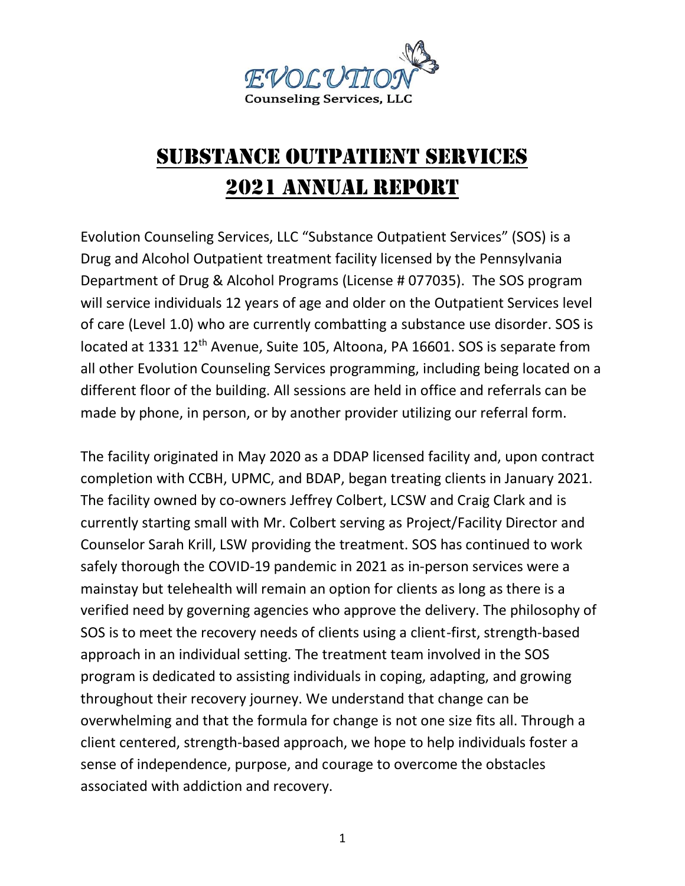EVOLUTION
Counseling Services, LLC

# Substance Outpatient Services
# 2021 Annual Report

Evolution Counseling Services, LLC "Substance Outpatient Services" (SOS) is a Drug and Alcohol Outpatient treatment facility licensed by the Pennsylvania Department of Drug & Alcohol Programs (License # 077035). The SOS program will service individuals 12 years of age and older on the Outpatient Services level of care (Level 1.0) who are currently combatting a substance use disorder. SOS is located at 1331 12th Avenue, Suite 105, Altoona, PA 16601. SOS is separate from all other Evolution Counseling Services programming, including being located on a different floor of the building. All sessions are held in office and referrals can be made by phone, in person, or by another provider utilizing our referral form.

The facility originated in May 2020 as a DDAP licensed facility and, upon contract completion with CCBH, UPMC, and BDAP, began treating clients in January 2021. The facility owned by co-owners Jeffrey Colbert, LCSW and Craig Clark and is currently starting small with Mr. Colbert serving as Project/Facility Director and Counselor Sarah Krill, LSW providing the treatment. SOS has continued to work safely thorough the COVID-19 pandemic in 2021 as in-person services were a mainstay but telehealth will remain an option for clients as long as there is a verified need by governing agencies who approve the delivery. The philosophy of SOS is to meet the recovery needs of clients using a client-first, strength-based approach in an individual setting. The treatment team involved in the SOS program is dedicated to assisting individuals in coping, adapting, and growing throughout their recovery journey. We understand that change can be overwhelming and that the formula for change is not one size fits all. Through a client centered, strength-based approach, we hope to help individuals foster a sense of independence, purpose, and courage to overcome the obstacles associated with addiction and recovery.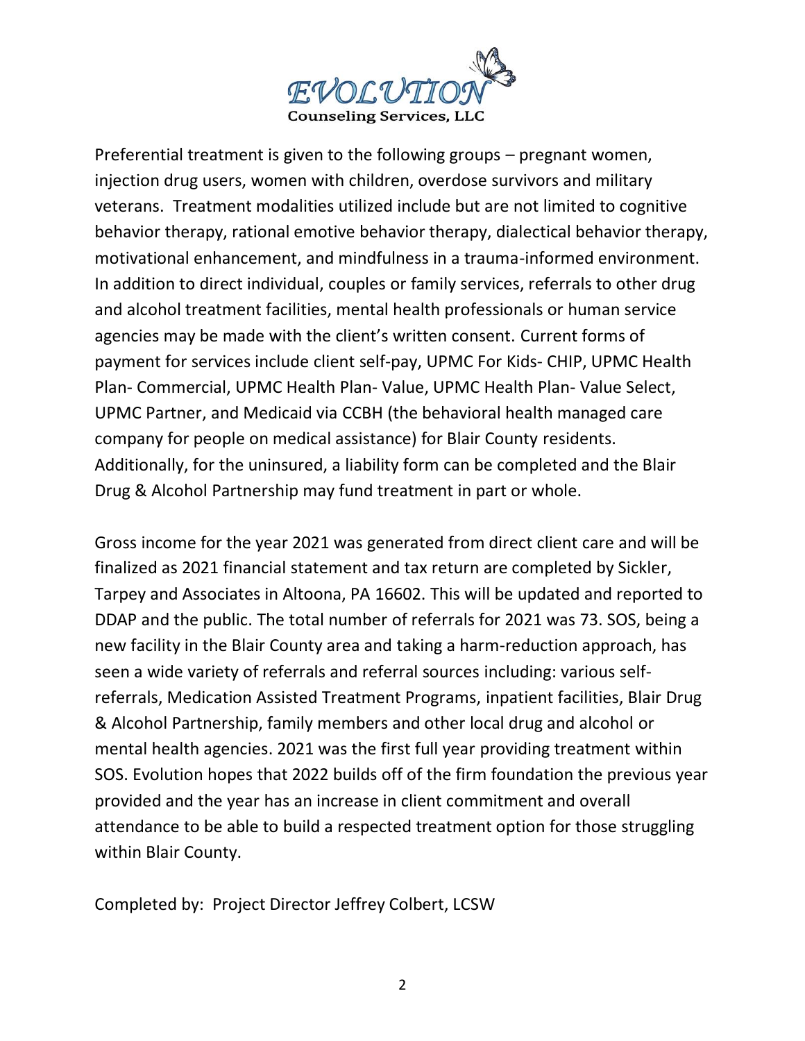Preferential treatment is given to the following groups – pregnant women, injection drug users, women with children, overdose survivors and military veterans. Treatment modalities utilized include but are not limited to cognitive behavior therapy, rational emotive behavior therapy, dialectical behavior therapy, motivational enhancement, and mindfulness in a trauma-informed environment. In addition to direct individual, couples or family services, referrals to other drug and alcohol treatment facilities, mental health professionals or human service agencies may be made with the client's written consent. Current forms of payment for services include client self-pay, UPMC For Kids- CHIP, UPMC Health Plan- Commercial, UPMC Health Plan- Value, UPMC Health Plan- Value Select, UPMC Partner, and Medicaid via CCBH (the behavioral health managed care company for people on medical assistance) for Blair County residents. Additionally, for the uninsured, a liability form can be completed and the Blair Drug & Alcohol Partnership may fund treatment in part or whole.

Gross income for the year 2021 was generated from direct client care and will be finalized as 2021 financial statement and tax return are completed by Sickler, Tarpey and Associates in Altoona, PA 16602. This will be updated and reported to DDAP and the public. The total number of referrals for 2021 was 73. SOS, being a new facility in the Blair County area and taking a harm-reduction approach, has seen a wide variety of referrals and referral sources including: various self-referrals, Medication Assisted Treatment Programs, inpatient facilities, Blair Drug & Alcohol Partnership, family members and other local drug and alcohol or mental health agencies. 2021 was the first full year providing treatment within SOS. Evolution hopes that 2022 builds off of the firm foundation the previous year provided and the year has an increase in client commitment and overall attendance to be able to build a respected treatment option for those struggling within Blair County.

Completed by: Project Director Jeffrey Colbert, LCSW